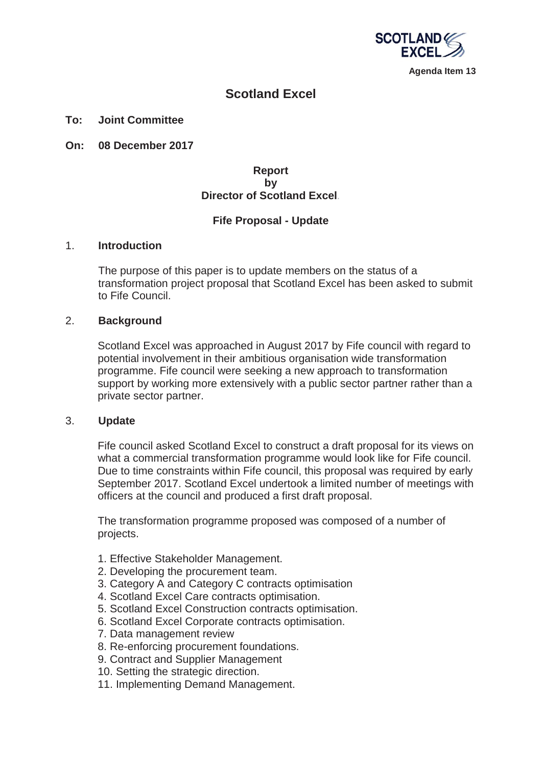Agenda Item 13

# Scotland Excel

**To: Joint Committee**

**On: 08 December 2017**

**Report**
**by**
**Director of Scotland Excel**

**Fife Proposal - Update**

## 1. Introduction

The purpose of this paper is to update members on the status of a transformation project proposal that Scotland Excel has been asked to submit to Fife Council.

## 2. Background

Scotland Excel was approached in August 2017 by Fife council with regard to potential involvement in their ambitious organisation wide transformation programme. Fife council were seeking a new approach to transformation support by working more extensively with a public sector partner rather than a private sector partner.

## 3. Update

Fife council asked Scotland Excel to construct a draft proposal for its views on what a commercial transformation programme would look like for Fife council. Due to time constraints within Fife council, this proposal was required by early September 2017. Scotland Excel undertook a limited number of meetings with officers at the council and produced a first draft proposal.

The transformation programme proposed was composed of a number of projects.

1. Effective Stakeholder Management.
2. Developing the procurement team.
3. Category A and Category C contracts optimisation
4. Scotland Excel Care contracts optimisation.
5. Scotland Excel Construction contracts optimisation.
6. Scotland Excel Corporate contracts optimisation.
7. Data management review
8. Re-enforcing procurement foundations.
9. Contract and Supplier Management
10. Setting the strategic direction.
11. Implementing Demand Management.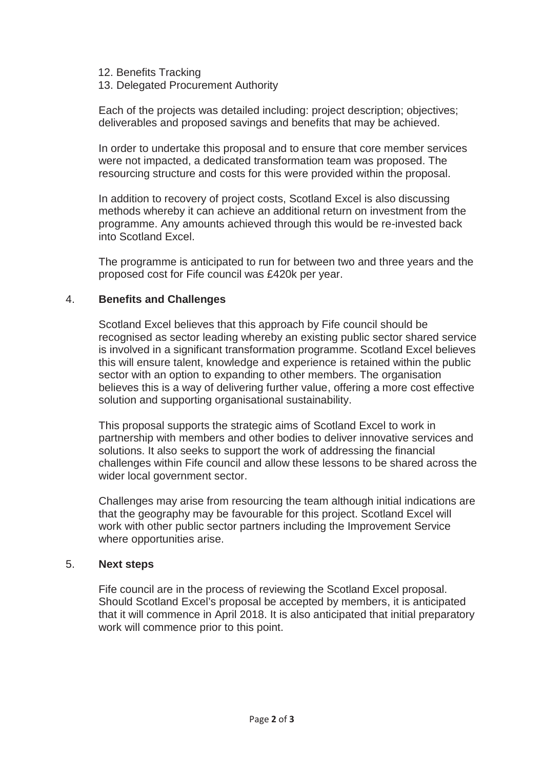12. Benefits Tracking
13. Delegated Procurement Authority

Each of the projects was detailed including: project description; objectives; deliverables and proposed savings and benefits that may be achieved.

In order to undertake this proposal and to ensure that core member services were not impacted, a dedicated transformation team was proposed. The resourcing structure and costs for this were provided within the proposal.

In addition to recovery of project costs, Scotland Excel is also discussing methods whereby it can achieve an additional return on investment from the programme. Any amounts achieved through this would be re-invested back into Scotland Excel.

The programme is anticipated to run for between two and three years and the proposed cost for Fife council was £420k per year.

## 4. Benefits and Challenges

Scotland Excel believes that this approach by Fife council should be recognised as sector leading whereby an existing public sector shared service is involved in a significant transformation programme. Scotland Excel believes this will ensure talent, knowledge and experience is retained within the public sector with an option to expanding to other members. The organisation believes this is a way of delivering further value, offering a more cost effective solution and supporting organisational sustainability.

This proposal supports the strategic aims of Scotland Excel to work in partnership with members and other bodies to deliver innovative services and solutions. It also seeks to support the work of addressing the financial challenges within Fife council and allow these lessons to be shared across the wider local government sector.

Challenges may arise from resourcing the team although initial indications are that the geography may be favourable for this project. Scotland Excel will work with other public sector partners including the Improvement Service where opportunities arise.

## 5. Next steps

Fife council are in the process of reviewing the Scotland Excel proposal. Should Scotland Excel's proposal be accepted by members, it is anticipated that it will commence in April 2018. It is also anticipated that initial preparatory work will commence prior to this point.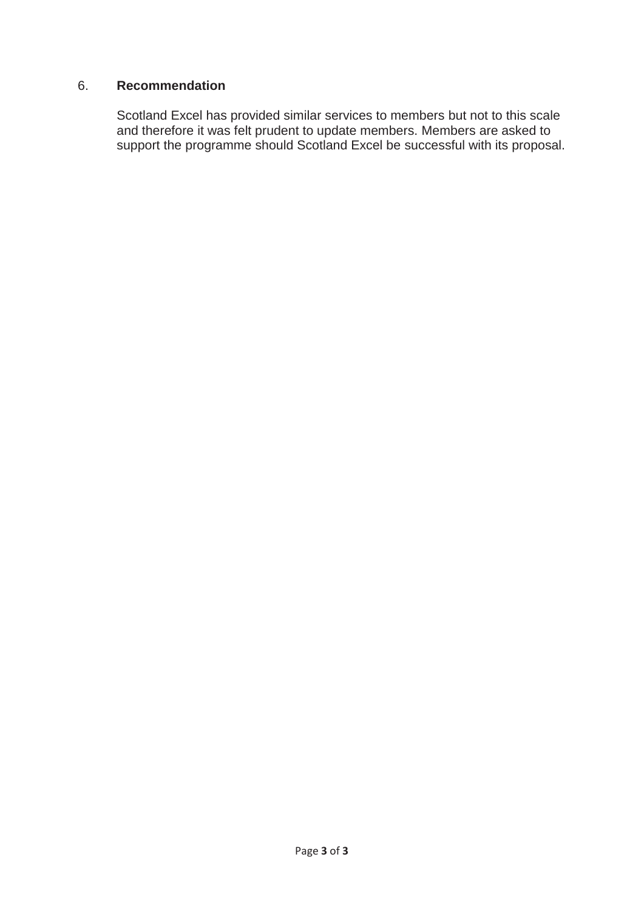## 6. **Recommendation**

Scotland Excel has provided similar services to members but not to this scale and therefore it was felt prudent to update members. Members are asked to support the programme should Scotland Excel be successful with its proposal.